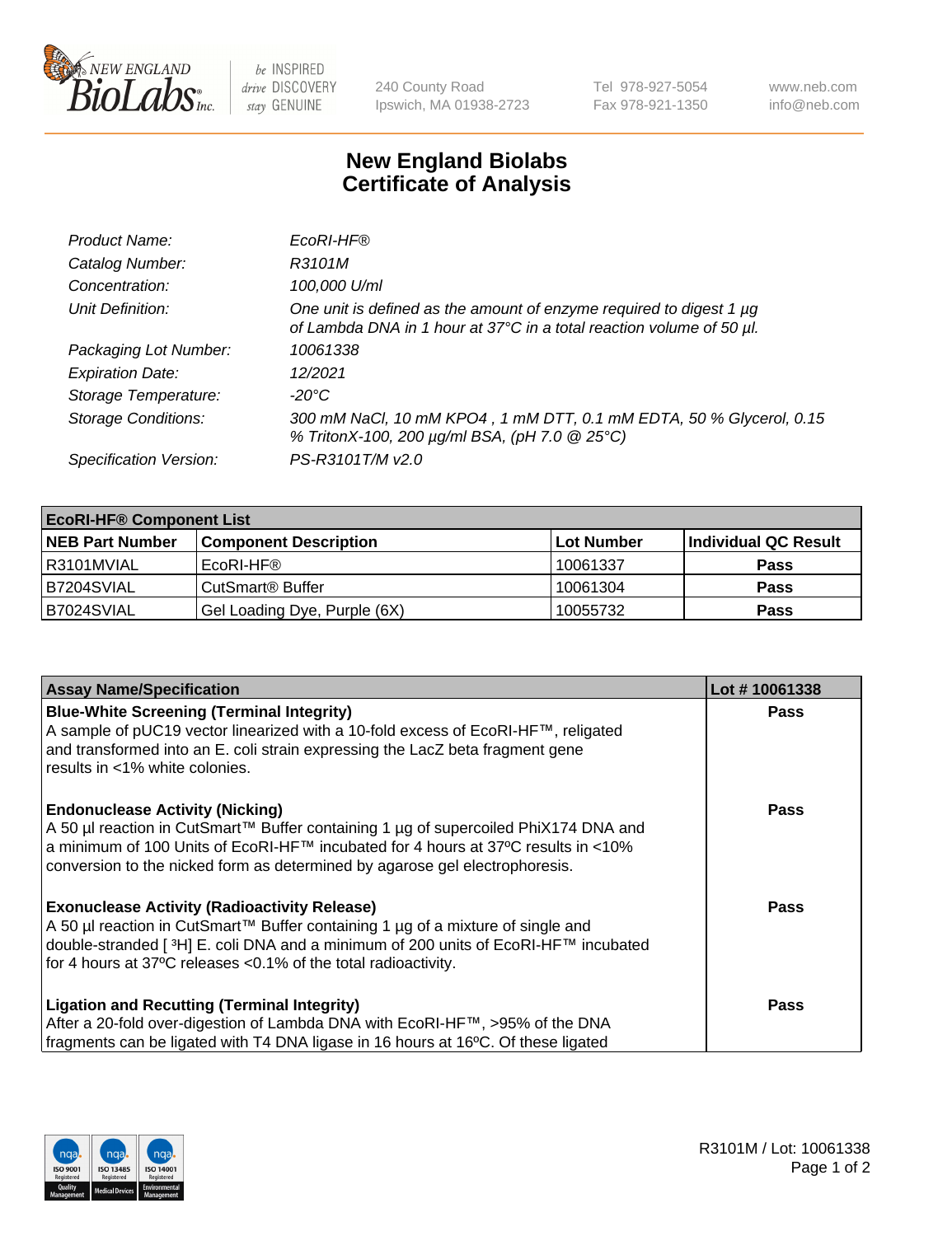240 County Road
Ipswich, MA 01938-2723

Tel 978-927-5054
Fax 978-921-1350

www.neb.com
info@neb.com

# New England Biolabs
# Certificate of Analysis

| | |
|---|---|
| *Product Name:* | *EcoRI-HF®* |
| *Catalog Number:* | *R3101M* |
| *Concentration:* | *100,000 U/ml* |
| *Unit Definition:* | *One unit is defined as the amount of enzyme required to digest 1 µg of Lambda DNA in 1 hour at 37°C in a total reaction volume of 50 µl.* |
| *Packaging Lot Number:* | *10061338* |
| *Expiration Date:* | *12/2021* |
| *Storage Temperature:* | *-20°C* |
| *Storage Conditions:* | *300 mM NaCl, 10 mM KPO4 , 1 mM DTT, 0.1 mM EDTA, 50 % Glycerol, 0.15 % TritonX-100, 200 µg/ml BSA, (pH 7.0 @ 25°C)* |
| *Specification Version:* | *PS-R3101T/M v2.0* |

| **EcoRI-HF® Component List** | | | |
|---|---|---|---|
| **NEB Part Number** | **Component Description** | **Lot Number** | **Individual QC Result** |
| R3101MVIAL | EcoRI-HF® | 10061337 | **Pass** |
| B7204SVIAL | CutSmart® Buffer | 10061304 | **Pass** |
| B7024SVIAL | Gel Loading Dye, Purple (6X) | 10055732 | **Pass** |

| Assay Name/Specification | Lot # 10061338 |
|---|---|
| **Blue-White Screening (Terminal Integrity)**<br>A sample of pUC19 vector linearized with a 10-fold excess of EcoRI-HF™, religated and transformed into an E. coli strain expressing the LacZ beta fragment gene results in <1% white colonies. | **Pass** |
| **Endonuclease Activity (Nicking)**<br>A 50 µl reaction in CutSmart™ Buffer containing 1 µg of supercoiled PhiX174 DNA and a minimum of 100 Units of EcoRI-HF™ incubated for 4 hours at 37ºC results in <10% conversion to the nicked form as determined by agarose gel electrophoresis. | **Pass** |
| **Exonuclease Activity (Radioactivity Release)**<br>A 50 µl reaction in CutSmart™ Buffer containing 1 µg of a mixture of single and double-stranded [ $^3$H] E. coli DNA and a minimum of 200 units of EcoRI-HF™ incubated for 4 hours at 37ºC releases <0.1% of the total radioactivity. | **Pass** |
| **Ligation and Recutting (Terminal Integrity)**<br>After a 20-fold over-digestion of Lambda DNA with EcoRI-HF™, >95% of the DNA fragments can be ligated with T4 DNA ligase in 16 hours at 16ºC. Of these ligated | **Pass** |

R3101M / Lot: 10061338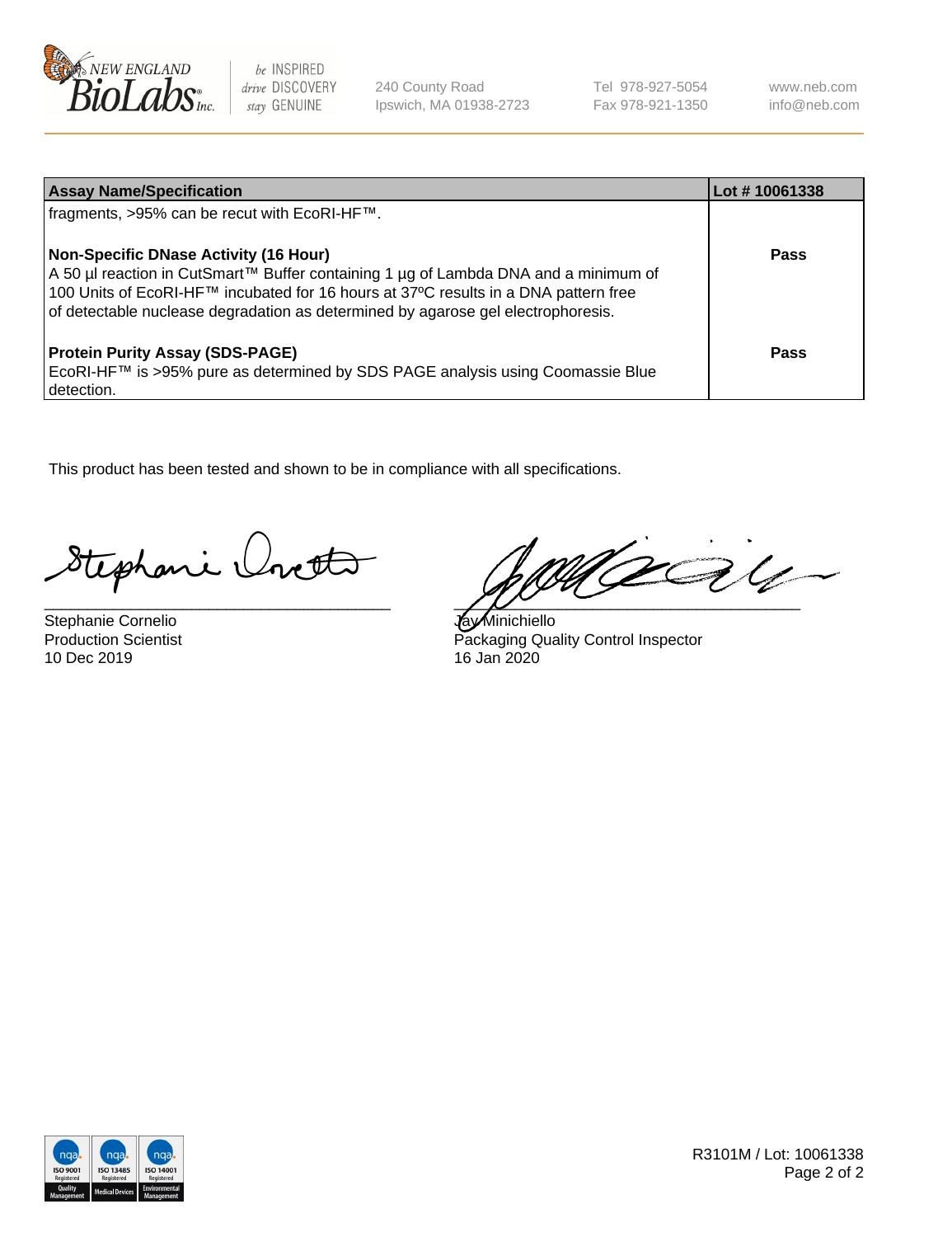| Assay Name/Specification | Lot # 10061338 |
| --- | --- |
| fragments, >95% can be recut with EcoRI-HF™. | |
| **Non-Specific DNase Activity (16 Hour)**<br>A 50 µl reaction in CutSmart™ Buffer containing 1 µg of Lambda DNA and a minimum of 100 Units of EcoRI-HF™ incubated for 16 hours at 37ºC results in a DNA pattern free of detectable nuclease degradation as determined by agarose gel electrophoresis. | **Pass** |
| **Protein Purity Assay (SDS-PAGE)**<br>EcoRI-HF™ is >95% pure as determined by SDS PAGE analysis using Coomassie Blue detection. | **Pass** |

This product has been tested and shown to be in compliance with all specifications.

Stephanie Cornelio
Production Scientist
10 Dec 2019

Jay Minichiello
Packaging Quality Control Inspector
16 Jan 2020

R3101M / Lot: 10061338